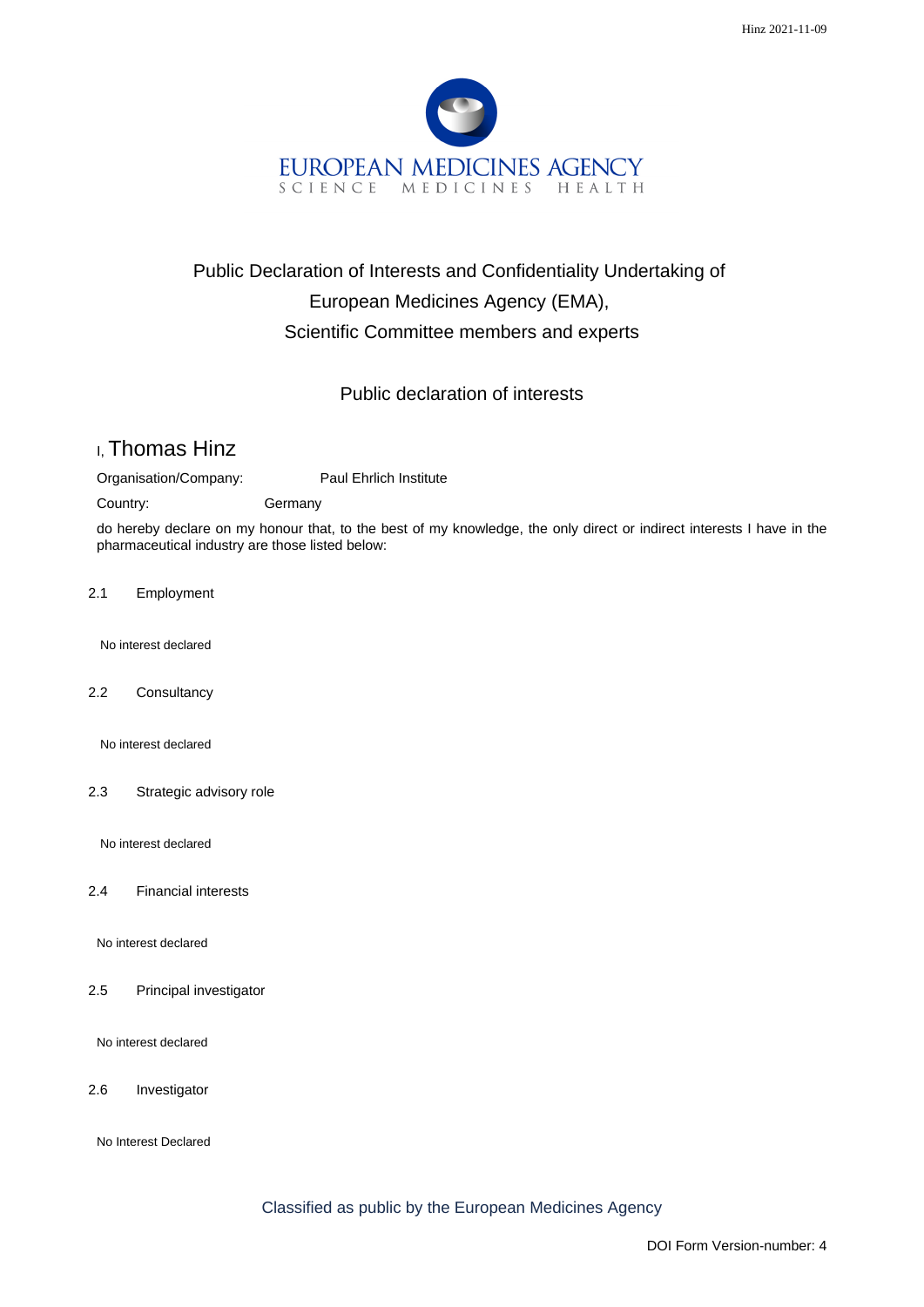EUROPEAN MEDICINES AGENCY
SCIENCE MEDICINES HEALTH

# Public Declaration of Interests and Confidentiality Undertaking of European Medicines Agency (EMA), Scientific Committee members and experts

## Public declaration of interests

I, Thomas Hinz

Organisation/Company: Paul Ehrlich Institute

Country: Germany

do hereby declare on my honour that, to the best of my knowledge, the only direct or indirect interests I have in the pharmaceutical industry are those listed below:

2.1 Employment

No interest declared

2.2 Consultancy

No interest declared

2.3 Strategic advisory role

No interest declared

2.4 Financial interests

No interest declared

2.5 Principal investigator

No interest declared

2.6 Investigator

No Interest Declared

Classified as public by the European Medicines Agency

DOI Form Version-number: 4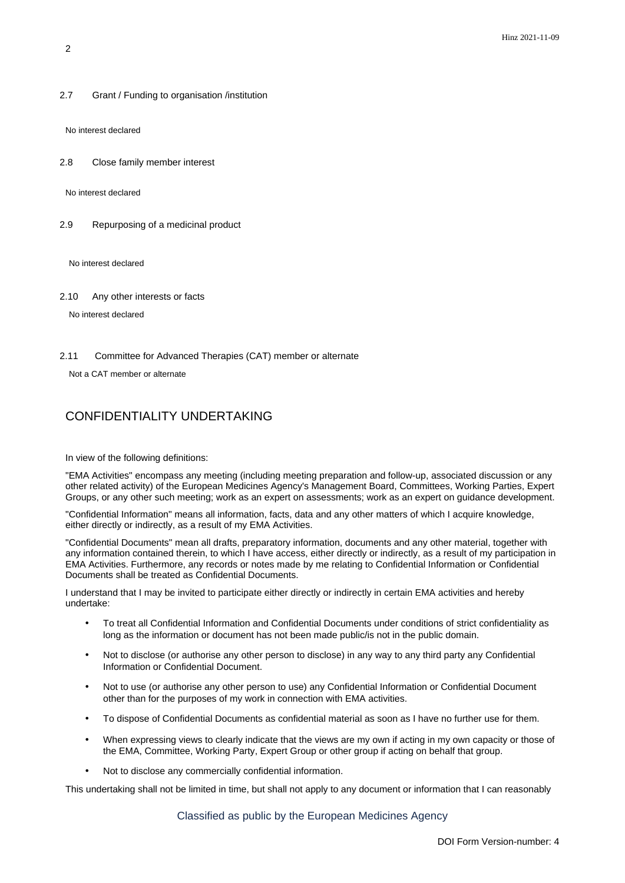2.7 Grant / Funding to organisation /institution

No interest declared

2.8 Close family member interest

No interest declared

2.9 Repurposing of a medicinal product

No interest declared

2.10 Any other interests or facts

No interest declared

2.11 Committee for Advanced Therapies (CAT) member or alternate

Not a CAT member or alternate

## CONFIDENTIALITY UNDERTAKING

In view of the following definitions:

"EMA Activities" encompass any meeting (including meeting preparation and follow-up, associated discussion or any other related activity) of the European Medicines Agency's Management Board, Committees, Working Parties, Expert Groups, or any other such meeting; work as an expert on assessments; work as an expert on guidance development.

"Confidential Information" means all information, facts, data and any other matters of which I acquire knowledge, either directly or indirectly, as a result of my EMA Activities.

"Confidential Documents" mean all drafts, preparatory information, documents and any other material, together with any information contained therein, to which I have access, either directly or indirectly, as a result of my participation in EMA Activities. Furthermore, any records or notes made by me relating to Confidential Information or Confidential Documents shall be treated as Confidential Documents.

I understand that I may be invited to participate either directly or indirectly in certain EMA activities and hereby undertake:

- To treat all Confidential Information and Confidential Documents under conditions of strict confidentiality as long as the information or document has not been made public/is not in the public domain.
- Not to disclose (or authorise any other person to disclose) in any way to any third party any Confidential Information or Confidential Document.
- Not to use (or authorise any other person to use) any Confidential Information or Confidential Document other than for the purposes of my work in connection with EMA activities.
- To dispose of Confidential Documents as confidential material as soon as I have no further use for them.
- When expressing views to clearly indicate that the views are my own if acting in my own capacity or those of the EMA, Committee, Working Party, Expert Group or other group if acting on behalf that group.
- Not to disclose any commercially confidential information.

This undertaking shall not be limited in time, but shall not apply to any document or information that I can reasonably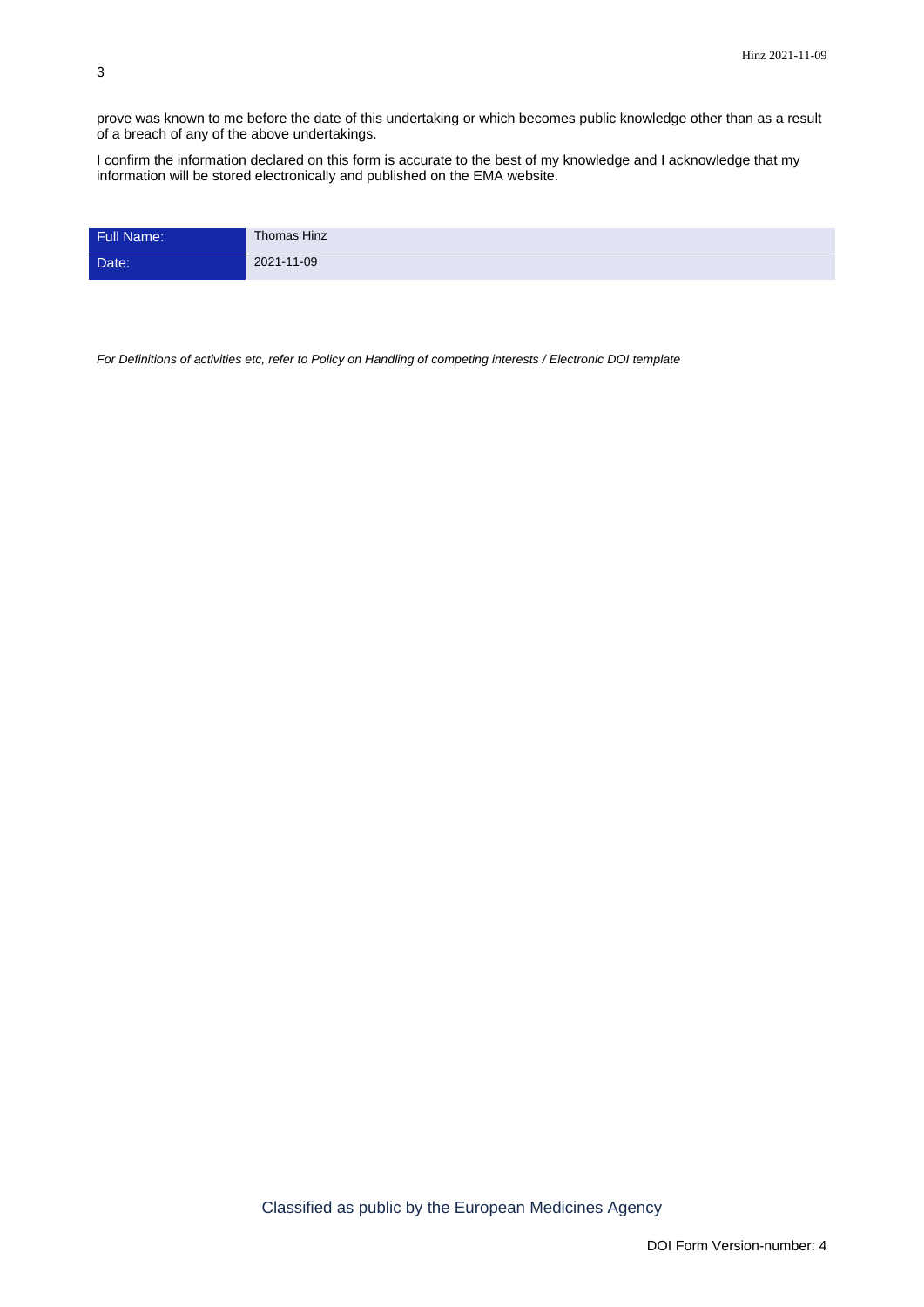prove was known to me before the date of this undertaking or which becomes public knowledge other than as a result of a breach of any of the above undertakings.

I confirm the information declared on this form is accurate to the best of my knowledge and I acknowledge that my information will be stored electronically and published on the EMA website.

| | |
|---|---|
| Full Name: | Thomas Hinz |
| Date: | 2021-11-09 |

*For Definitions of activities etc, refer to Policy on Handling of competing interests / Electronic DOI template*

Classified as public by the European Medicines Agency

DOI Form Version-number: 4